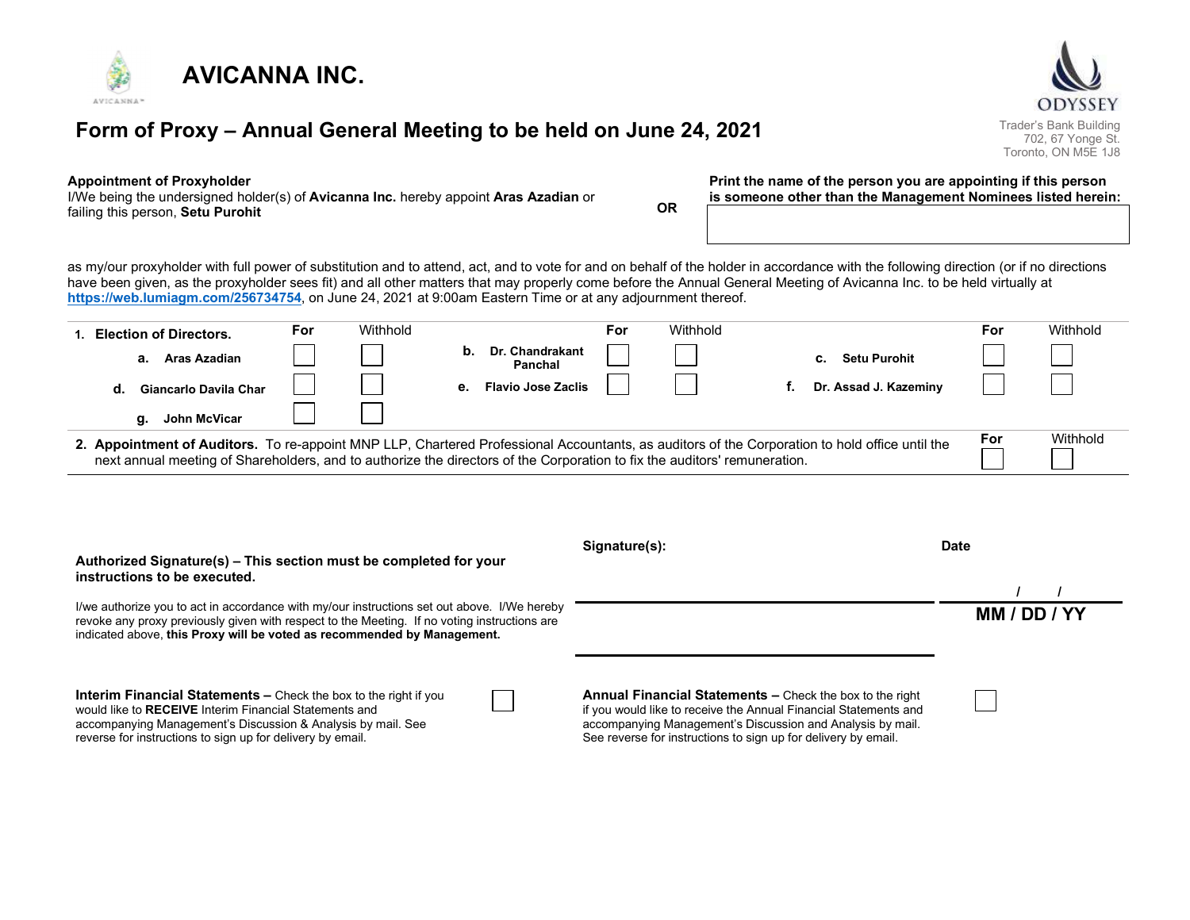# AVICANNA INC.

ODYSSEY
Trader's Bank Building
702, 67 Yonge St.
Toronto, ON M5E 1J8

## Form of Proxy – Annual General Meeting to be held on June 24, 2021

**Appointment of Proxyholder**
I/We being the undersigned holder(s) of **Avicanna Inc.** hereby appoint **Aras Azadian** or failing this person, **Setu Purohit**

**OR**

**Print the name of the person you are appointing if this person is someone other than the Management Nominees listed herein:**

as my/our proxyholder with full power of substitution and to attend, act, and to vote for and on behalf of the holder in accordance with the following direction (or if no directions have been given, as the proxyholder sees fit) and all other matters that may properly come before the Annual General Meeting of Avicanna Inc. to be held virtually at **https://web.lumiagm.com/256734754**, on June 24, 2021 at 9:00am Eastern Time or at any adjournment thereof.

**1. Election of Directors.**

| Nominee | For | Withhold | Nominee | For | Withhold | Nominee | For | Withhold |
|---|---|---|---|---|---|---|---|---|
| **a. Aras Azadian** | ☐ | ☐ | **b. Dr. Chandrakant Panchal** | ☐ | ☐ | **c. Setu Purohit** | ☐ | ☐ |
| **d. Giancarlo Davila Char** | ☐ | ☐ | **e. Flavio Jose Zaclis** | ☐ | ☐ | **f. Dr. Assad J. Kazeminy** | ☐ | ☐ |
| **g. John McVicar** | ☐ | ☐ | | | | | | |

**2. Appointment of Auditors.** To re-appoint MNP LLP, Chartered Professional Accountants, as auditors of the Corporation to hold office until the next annual meeting of Shareholders, and to authorize the directors of the Corporation to fix the auditors' remuneration. **For** ☐ Withhold ☐

**Authorized Signature(s) – This section must be completed for your instructions to be executed.**

I/we authorize you to act in accordance with my/our instructions set out above. I/We hereby revoke any proxy previously given with respect to the Meeting. If no voting instructions are indicated above, **this Proxy will be voted as recommended by Management.**

**Signature(s):**

**Date**

/ /
**MM / DD / YY**

**Interim Financial Statements –** Check the box to the right if you would like to **RECEIVE** Interim Financial Statements and accompanying Management's Discussion & Analysis by mail. See reverse for instructions to sign up for delivery by email. ☐

**Annual Financial Statements –** Check the box to the right if you would like to receive the Annual Financial Statements and accompanying Management's Discussion and Analysis by mail. See reverse for instructions to sign up for delivery by email. ☐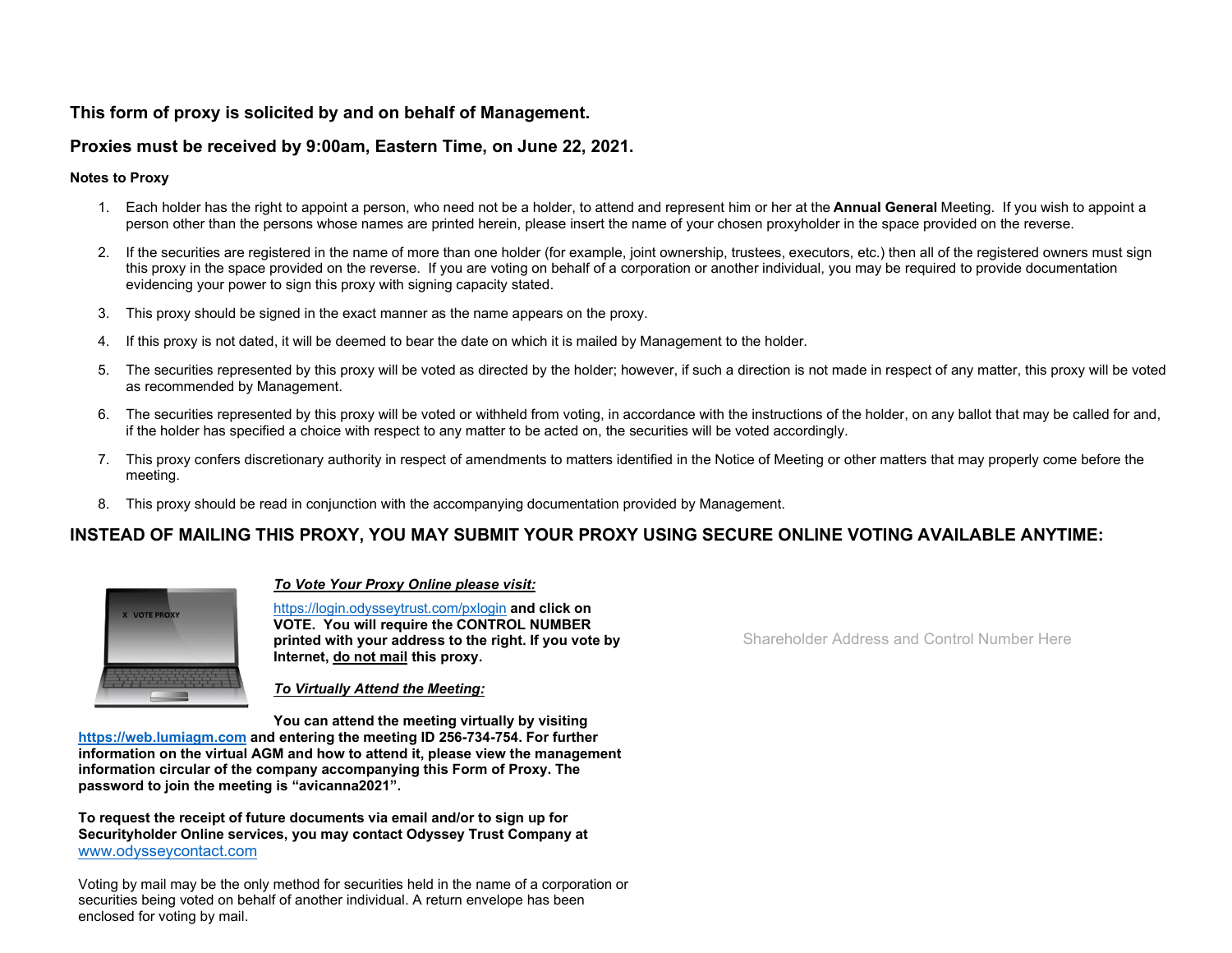**This form of proxy is solicited by and on behalf of Management.**

**Proxies must be received by 9:00am, Eastern Time, on June 22, 2021.**

**Notes to Proxy**

1. Each holder has the right to appoint a person, who need not be a holder, to attend and represent him or her at the **Annual General** Meeting. If you wish to appoint a person other than the persons whose names are printed herein, please insert the name of your chosen proxyholder in the space provided on the reverse.

2. If the securities are registered in the name of more than one holder (for example, joint ownership, trustees, executors, etc.) then all of the registered owners must sign this proxy in the space provided on the reverse. If you are voting on behalf of a corporation or another individual, you may be required to provide documentation evidencing your power to sign this proxy with signing capacity stated.

3. This proxy should be signed in the exact manner as the name appears on the proxy.

4. If this proxy is not dated, it will be deemed to bear the date on which it is mailed by Management to the holder.

5. The securities represented by this proxy will be voted as directed by the holder; however, if such a direction is not made in respect of any matter, this proxy will be voted as recommended by Management.

6. The securities represented by this proxy will be voted or withheld from voting, in accordance with the instructions of the holder, on any ballot that may be called for and, if the holder has specified a choice with respect to any matter to be acted on, the securities will be voted accordingly.

7. This proxy confers discretionary authority in respect of amendments to matters identified in the Notice of Meeting or other matters that may properly come before the meeting.

8. This proxy should be read in conjunction with the accompanying documentation provided by Management.

**INSTEAD OF MAILING THIS PROXY, YOU MAY SUBMIT YOUR PROXY USING SECURE ONLINE VOTING AVAILABLE ANYTIME:**

***To Vote Your Proxy Online please visit:***

https://login.odysseytrust.com/pxlogin **and click on VOTE. You will require the CONTROL NUMBER printed with your address to the right. If you vote by Internet, do not mail this proxy.**

Shareholder Address and Control Number Here

***To Virtually Attend the Meeting:***

**You can attend the meeting virtually by visiting https://web.lumiagm.com and entering the meeting ID 256-734-754. For further information on the virtual AGM and how to attend it, please view the management information circular of the company accompanying this Form of Proxy. The password to join the meeting is "avicanna2021".**

**To request the receipt of future documents via email and/or to sign up for Securityholder Online services, you may contact Odyssey Trust Company at** www.odysseycontact.com

Voting by mail may be the only method for securities held in the name of a corporation or securities being voted on behalf of another individual. A return envelope has been enclosed for voting by mail.